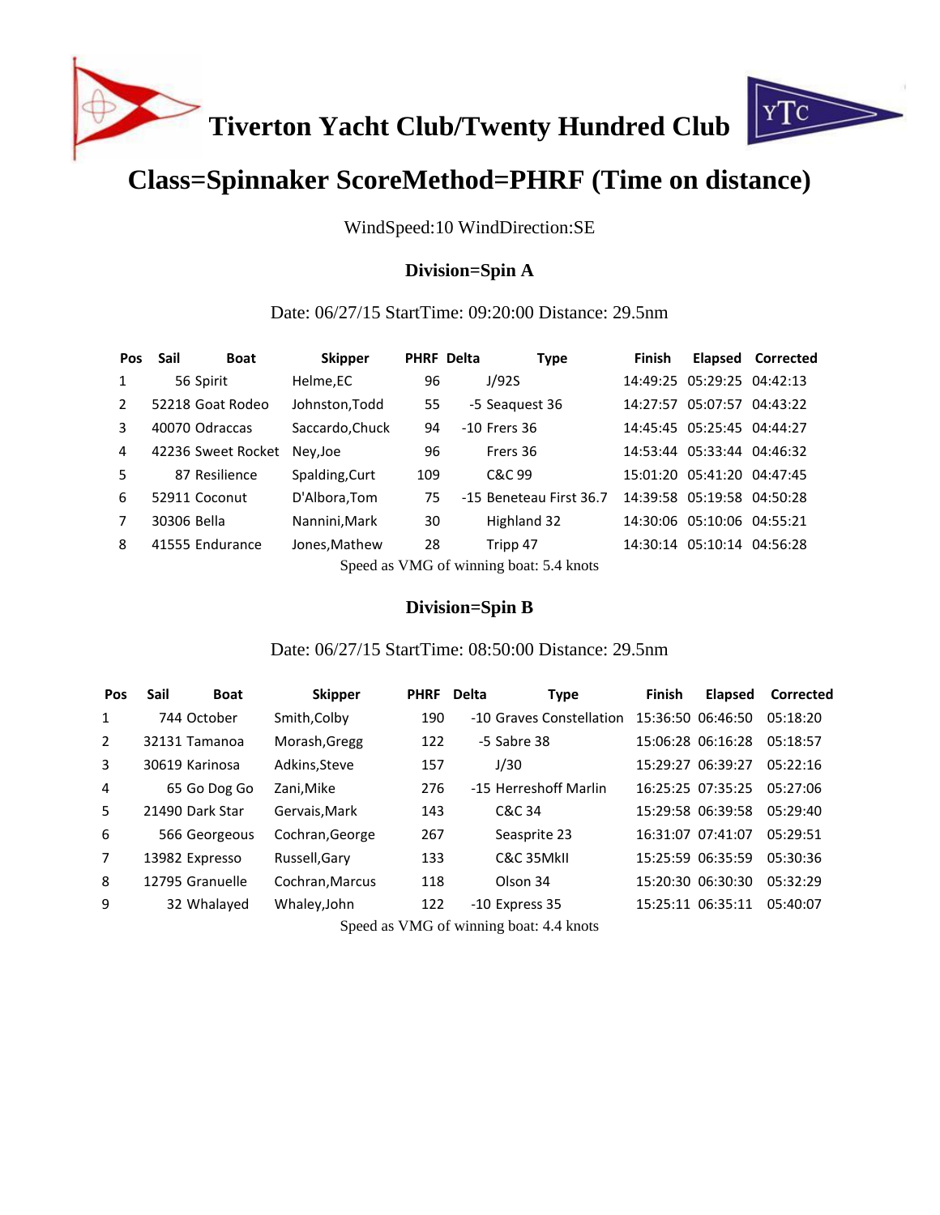# Tiverton Yacht Club/Twenty Hundred Club

# Class=Spinnaker ScoreMethod=PHRF (Time on distance)

WindSpeed:10 WindDirection:SE

### Division=Spin A

Date: 06/27/15 StartTime: 09:20:00 Distance: 29.5nm

| Pos | Sail | Boat | Skipper | PHRF | Delta | Type | Finish | Elapsed | Corrected |
|---|---|---|---|---|---|---|---|---|---|
| 1 | 56 | Spirit | Helme,EC | 96 | | J/92S | 14:49:25 | 05:29:25 | 04:42:13 |
| 2 | 52218 | Goat Rodeo | Johnston,Todd | 55 | -5 | Seaquest 36 | 14:27:57 | 05:07:57 | 04:43:22 |
| 3 | 40070 | Odraccas | Saccardo,Chuck | 94 | -10 | Frers 36 | 14:45:45 | 05:25:45 | 04:44:27 |
| 4 | 42236 | Sweet Rocket | Ney,Joe | 96 | | Frers 36 | 14:53:44 | 05:33:44 | 04:46:32 |
| 5 | 87 | Resilience | Spalding,Curt | 109 | | C&C 99 | 15:01:20 | 05:41:20 | 04:47:45 |
| 6 | 52911 | Coconut | D'Albora,Tom | 75 | -15 | Beneteau First 36.7 | 14:39:58 | 05:19:58 | 04:50:28 |
| 7 | 30306 | Bella | Nannini,Mark | 30 | | Highland 32 | 14:30:06 | 05:10:06 | 04:55:21 |
| 8 | 41555 | Endurance | Jones,Mathew | 28 | | Tripp 47 | 14:30:14 | 05:10:14 | 04:56:28 |

Speed as VMG of winning boat: 5.4 knots

### Division=Spin B

Date: 06/27/15 StartTime: 08:50:00 Distance: 29.5nm

| Pos | Sail | Boat | Skipper | PHRF | Delta | Type | Finish | Elapsed | Corrected |
|---|---|---|---|---|---|---|---|---|---|
| 1 | 744 | October | Smith,Colby | 190 | -10 | Graves Constellation | 15:36:50 | 06:46:50 | 05:18:20 |
| 2 | 32131 | Tamanoa | Morash,Gregg | 122 | -5 | Sabre 38 | 15:06:28 | 06:16:28 | 05:18:57 |
| 3 | 30619 | Karinosa | Adkins,Steve | 157 | | J/30 | 15:29:27 | 06:39:27 | 05:22:16 |
| 4 | 65 | Go Dog Go | Zani,Mike | 276 | -15 | Herreshoff Marlin | 16:25:25 | 07:35:25 | 05:27:06 |
| 5 | 21490 | Dark Star | Gervais,Mark | 143 | | C&C 34 | 15:29:58 | 06:39:58 | 05:29:40 |
| 6 | 566 | Georgeous | Cochran,George | 267 | | Seasprite 23 | 16:31:07 | 07:41:07 | 05:29:51 |
| 7 | 13982 | Expresso | Russell,Gary | 133 | | C&C 35MkII | 15:25:59 | 06:35:59 | 05:30:36 |
| 8 | 12795 | Granuelle | Cochran,Marcus | 118 | | Olson 34 | 15:20:30 | 06:30:30 | 05:32:29 |
| 9 | 32 | Whalayed | Whaley,John | 122 | -10 | Express 35 | 15:25:11 | 06:35:11 | 05:40:07 |

Speed as VMG of winning boat: 4.4 knots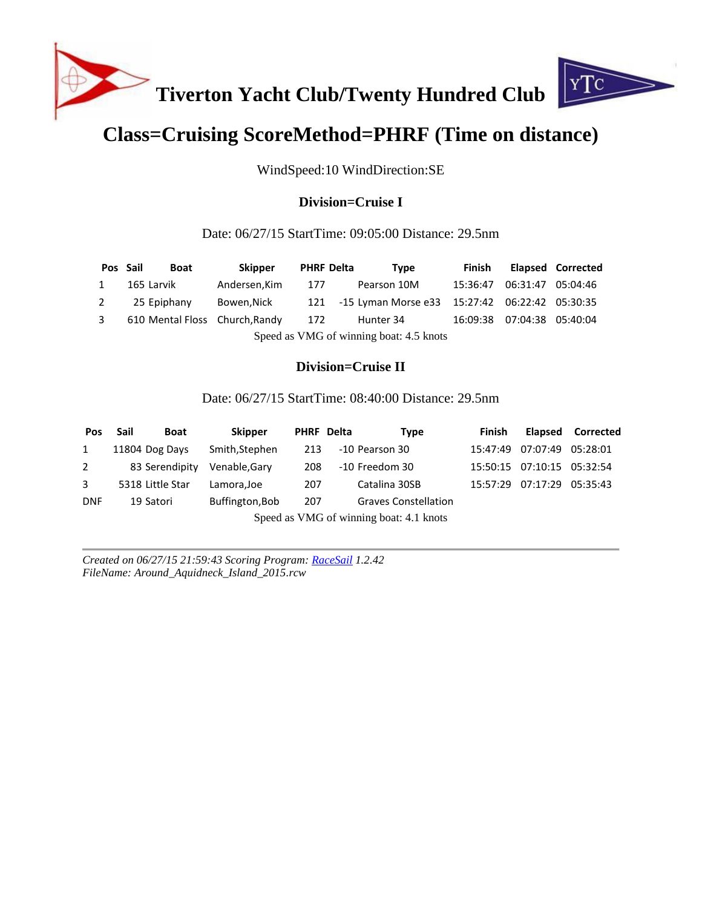# Tiverton Yacht Club/Twenty Hundred Club

## Class=Cruising ScoreMethod=PHRF (Time on distance)

WindSpeed:10 WindDirection:SE

### Division=Cruise I

Date: 06/27/15 StartTime: 09:05:00 Distance: 29.5nm

| Pos | Sail | Boat | Skipper | PHRF | Delta | Type | Finish | Elapsed | Corrected |
|---|---|---|---|---|---|---|---|---|---|
| 1 | 165 | Larvik | Andersen,Kim | 177 | | Pearson 10M | 15:36:47 | 06:31:47 | 05:04:46 |
| 2 | 25 | Epiphany | Bowen,Nick | 121 | -15 | Lyman Morse e33 | 15:27:42 | 06:22:42 | 05:30:35 |
| 3 | 610 | Mental Floss | Church,Randy | 172 | | Hunter 34 | 16:09:38 | 07:04:38 | 05:40:04 |

Speed as VMG of winning boat: 4.5 knots

### Division=Cruise II

Date: 06/27/15 StartTime: 08:40:00 Distance: 29.5nm

| Pos | Sail | Boat | Skipper | PHRF | Delta | Type | Finish | Elapsed | Corrected |
|---|---|---|---|---|---|---|---|---|---|
| 1 | 11804 | Dog Days | Smith,Stephen | 213 | -10 | Pearson 30 | 15:47:49 | 07:07:49 | 05:28:01 |
| 2 | 83 | Serendipity | Venable,Gary | 208 | -10 | Freedom 30 | 15:50:15 | 07:10:15 | 05:32:54 |
| 3 | 5318 | Little Star | Lamora,Joe | 207 | | Catalina 30SB | 15:57:29 | 07:17:29 | 05:35:43 |
| DNF | 19 | Satori | Buffington,Bob | 207 | | Graves Constellation | | | |

Speed as VMG of winning boat: 4.1 knots

---

*Created on 06/27/15 21:59:43 Scoring Program: RaceSail 1.2.42*
*FileName: Around_Aquidneck_Island_2015.rcw*